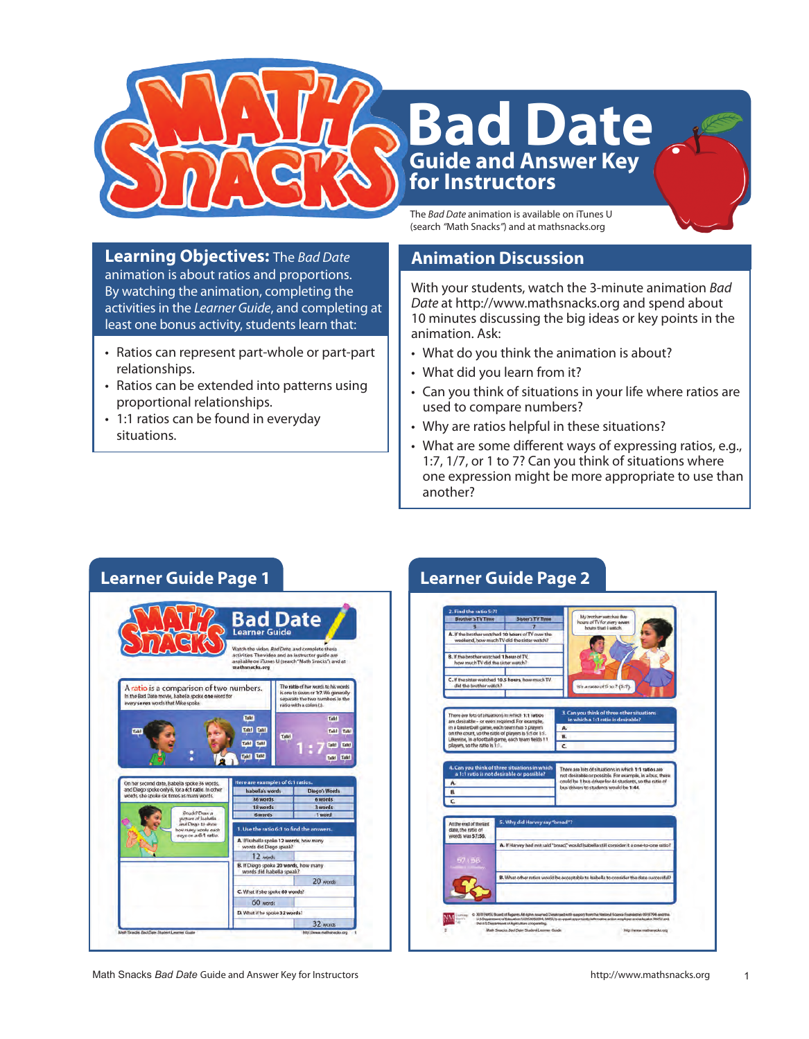# Bad Date

## Guide and Answer Key for Instructors

The *Bad Date* animation is available on iTunes U (search "Math Snacks") and at mathsnacks.org

## Learning Objectives:

The *Bad Date* animation is about ratios and proportions. By watching the animation, completing the activities in the *Learner Guide*, and completing at least one bonus activity, students learn that:

- Ratios can represent part-whole or part-part relationships.
- Ratios can be extended into patterns using proportional relationships.
- 1:1 ratios can be found in everyday situations.

## Animation Discussion

With your students, watch the 3-minute animation *Bad Date* at http://www.mathsnacks.org and spend about 10 minutes discussing the big ideas or key points in the animation. Ask:

- What do you think the animation is about?
- What did you learn from it?
- Can you think of situations in your life where ratios are used to compare numbers?
- Why are ratios helpful in these situations?
- What are some different ways of expressing ratios, e.g., 1:7, 1/7, or 1 to 7? Can you think of situations where one expression might be more appropriate to use than another?

## Learner Guide Page 1

## Learner Guide Page 2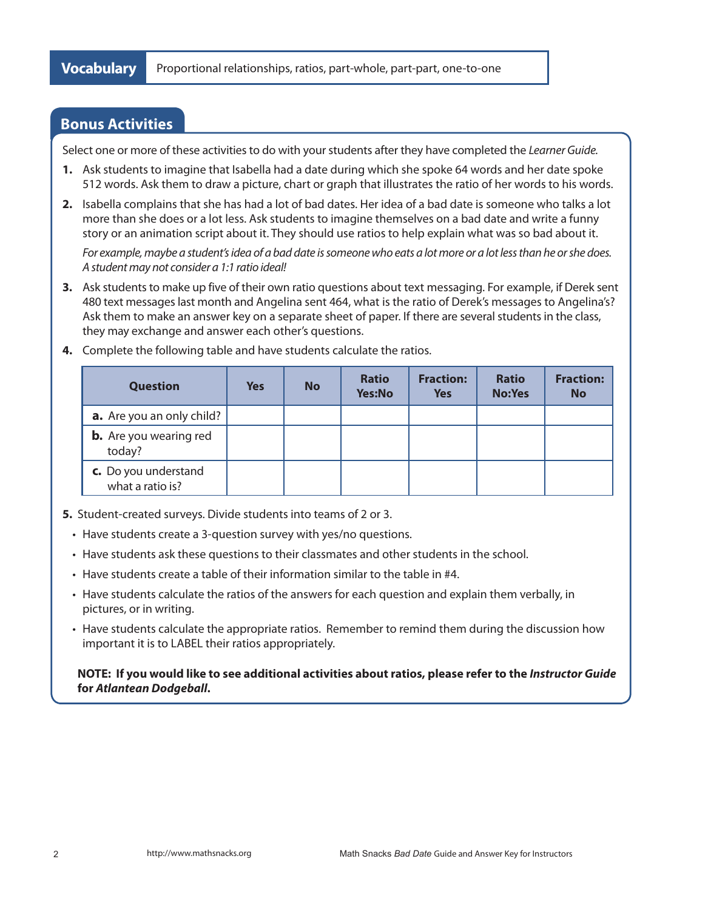**Vocabulary** Proportional relationships, ratios, part-whole, part-part, one-to-one

## Bonus Activities

Select one or more of these activities to do with your students after they have completed the *Learner Guide.*

1. Ask students to imagine that Isabella had a date during which she spoke 64 words and her date spoke 512 words. Ask them to draw a picture, chart or graph that illustrates the ratio of her words to his words.

2. Isabella complains that she has had a lot of bad dates. Her idea of a bad date is someone who talks a lot more than she does or a lot less. Ask students to imagine themselves on a bad date and write a funny story or an animation script about it. They should use ratios to help explain what was so bad about it.

   *For example, maybe a student's idea of a bad date is someone who eats a lot more or a lot less than he or she does. A student may not consider a 1:1 ratio ideal!*

3. Ask students to make up five of their own ratio questions about text messaging. For example, if Derek sent 480 text messages last month and Angelina sent 464, what is the ratio of Derek's messages to Angelina's? Ask them to make an answer key on a separate sheet of paper. If there are several students in the class, they may exchange and answer each other's questions.

4. Complete the following table and have students calculate the ratios.

| Question | Yes | No | Ratio Yes:No | Fraction: Yes | Ratio No:Yes | Fraction: No |
|---|---|---|---|---|---|---|
| **a.** Are you an only child? | | | | | | |
| **b.** Are you wearing red today? | | | | | | |
| **c.** Do you understand what a ratio is? | | | | | | |

5. Student-created surveys. Divide students into teams of 2 or 3.
   - Have students create a 3-question survey with yes/no questions.
   - Have students ask these questions to their classmates and other students in the school.
   - Have students create a table of their information similar to the table in #4.
   - Have students calculate the ratios of the answers for each question and explain them verbally, in pictures, or in writing.
   - Have students calculate the appropriate ratios. Remember to remind them during the discussion how important it is to LABEL their ratios appropriately.

**NOTE: If you would like to see additional activities about ratios, please refer to the *Instructor Guide* for *Atlantean Dodgeball*.**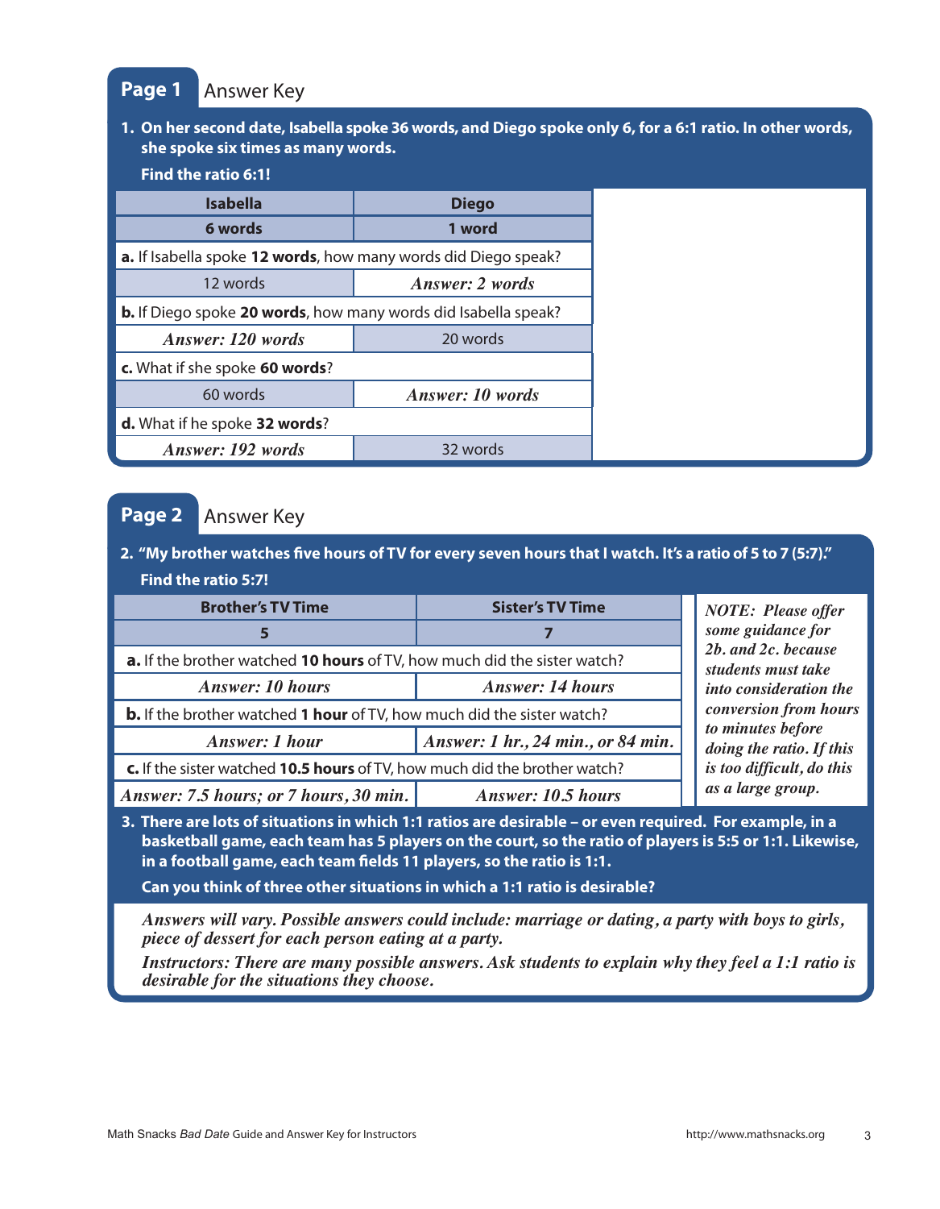## Page 1 Answer Key

**1. On her second date, Isabella spoke 36 words, and Diego spoke only 6, for a 6:1 ratio. In other words, she spoke six times as many words.**

**Find the ratio 6:1!**

| Isabella | Diego |
|---|---|
| **6 words** | **1 word** |
| **a.** If Isabella spoke **12 words**, how many words did Diego speak? | |
| 12 words | *Answer: 2 words* |
| **b.** If Diego spoke **20 words**, how many words did Isabella speak? | |
| *Answer: 120 words* | 20 words |
| **c.** What if she spoke **60 words**? | |
| 60 words | *Answer: 10 words* |
| **d.** What if he spoke **32 words**? | |
| *Answer: 192 words* | 32 words |

## Page 2 Answer Key

**2. "My brother watches five hours of TV for every seven hours that I watch. It's a ratio of 5 to 7 (5:7)."**

**Find the ratio 5:7!**

| Brother's TV Time | Sister's TV Time |
|---|---|
| **5** | **7** |
| **a.** If the brother watched **10 hours** of TV, how much did the sister watch? | |
| *Answer: 10 hours* | *Answer: 14 hours* |
| **b.** If the brother watched **1 hour** of TV, how much did the sister watch? | |
| *Answer: 1 hour* | *Answer: 1 hr., 24 min., or 84 min.* |
| **c.** If the sister watched **10.5 hours** of TV, how much did the brother watch? | |
| *Answer: 7.5 hours; or 7 hours, 30 min.* | *Answer: 10.5 hours* |

*NOTE: Please offer some guidance for 2b. and 2c. because students must take into consideration the conversion from hours to minutes before doing the ratio. If this is too difficult, do this as a large group.*

**3. There are lots of situations in which 1:1 ratios are desirable – or even required. For example, in a basketball game, each team has 5 players on the court, so the ratio of players is 5:5 or 1:1. Likewise, in a football game, each team fields 11 players, so the ratio is 1:1.**

**Can you think of three other situations in which a 1:1 ratio is desirable?**

*Answers will vary. Possible answers could include: marriage or dating, a party with boys to girls, piece of dessert for each person eating at a party.*

*Instructors: There are many possible answers. Ask students to explain why they feel a 1:1 ratio is desirable for the situations they choose.*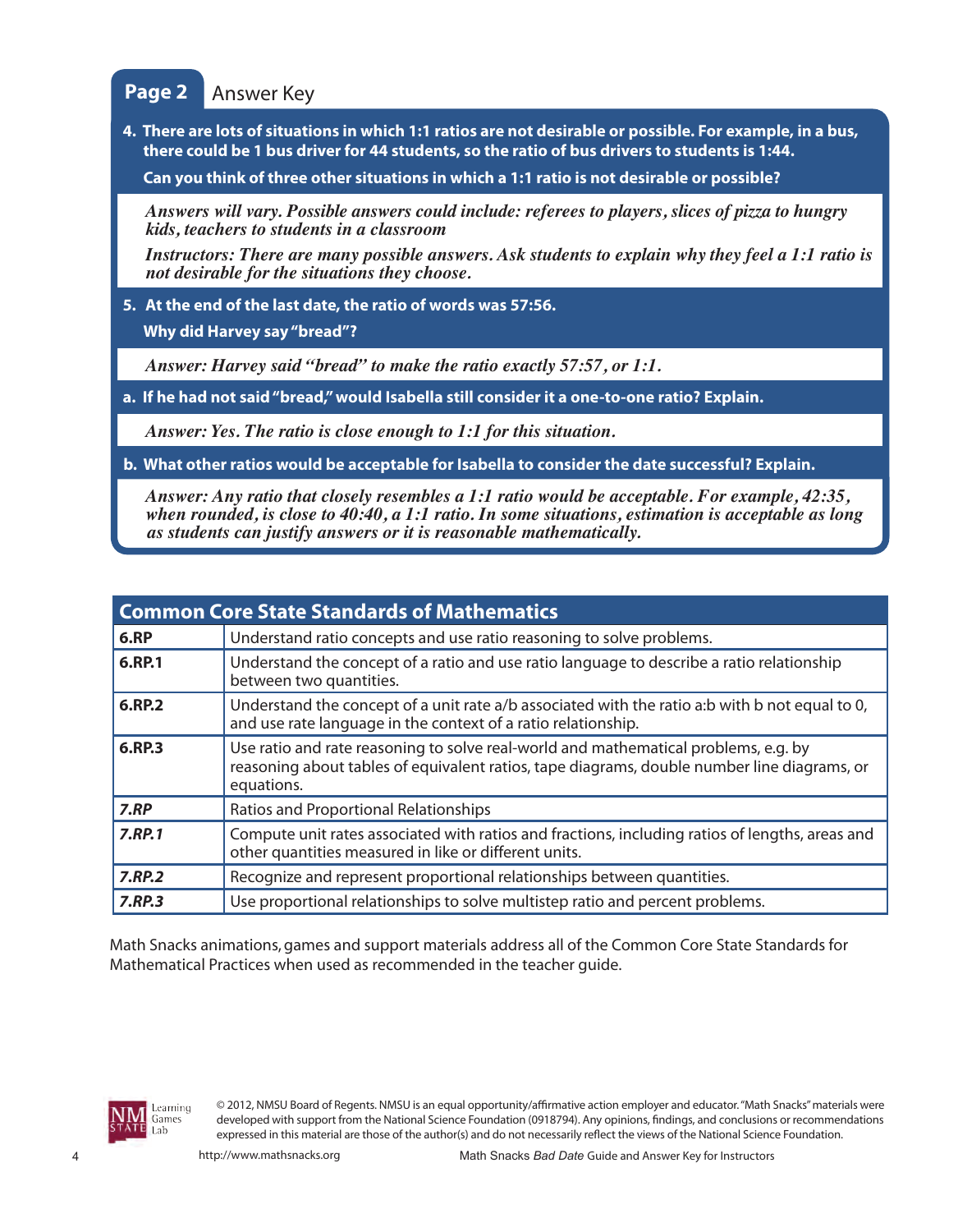## Page 2 Answer Key

**4. There are lots of situations in which 1:1 ratios are not desirable or possible. For example, in a bus, there could be 1 bus driver for 44 students, so the ratio of bus drivers to students is 1:44.**

**Can you think of three other situations in which a 1:1 ratio is not desirable or possible?**

*Answers will vary. Possible answers could include: referees to players, slices of pizza to hungry kids, teachers to students in a classroom*

*Instructors: There are many possible answers. Ask students to explain why they feel a 1:1 ratio is not desirable for the situations they choose.*

**5. At the end of the last date, the ratio of words was 57:56.**

**Why did Harvey say "bread"?**

*Answer: Harvey said "bread" to make the ratio exactly 57:57, or 1:1.*

**a. If he had not said "bread," would Isabella still consider it a one-to-one ratio? Explain.**

*Answer: Yes. The ratio is close enough to 1:1 for this situation.*

**b. What other ratios would be acceptable for Isabella to consider the date successful? Explain.**

*Answer: Any ratio that closely resembles a 1:1 ratio would be acceptable. For example, 42:35, when rounded, is close to 40:40, a 1:1 ratio. In some situations, estimation is acceptable as long as students can justify answers or it is reasonable mathematically.*

| Common Core State Standards of Mathematics | |
|---|---|
| **6.RP** | Understand ratio concepts and use ratio reasoning to solve problems. |
| **6.RP.1** | Understand the concept of a ratio and use ratio language to describe a ratio relationship between two quantities. |
| **6.RP.2** | Understand the concept of a unit rate a/b associated with the ratio a:b with b not equal to 0, and use rate language in the context of a ratio relationship. |
| **6.RP.3** | Use ratio and rate reasoning to solve real-world and mathematical problems, e.g. by reasoning about tables of equivalent ratios, tape diagrams, double number line diagrams, or equations. |
| ***7.RP*** | Ratios and Proportional Relationships |
| ***7.RP.1*** | Compute unit rates associated with ratios and fractions, including ratios of lengths, areas and other quantities measured in like or different units. |
| ***7.RP.2*** | Recognize and represent proportional relationships between quantities. |
| ***7.RP.3*** | Use proportional relationships to solve multistep ratio and percent problems. |

Math Snacks animations, games and support materials address all of the Common Core State Standards for Mathematical Practices when used as recommended in the teacher guide.

© 2012, NMSU Board of Regents. NMSU is an equal opportunity/affirmative action employer and educator. "Math Snacks" materials were developed with support from the National Science Foundation (0918794). Any opinions, findings, and conclusions or recommendations expressed in this material are those of the author(s) and do not necessarily reflect the views of the National Science Foundation.